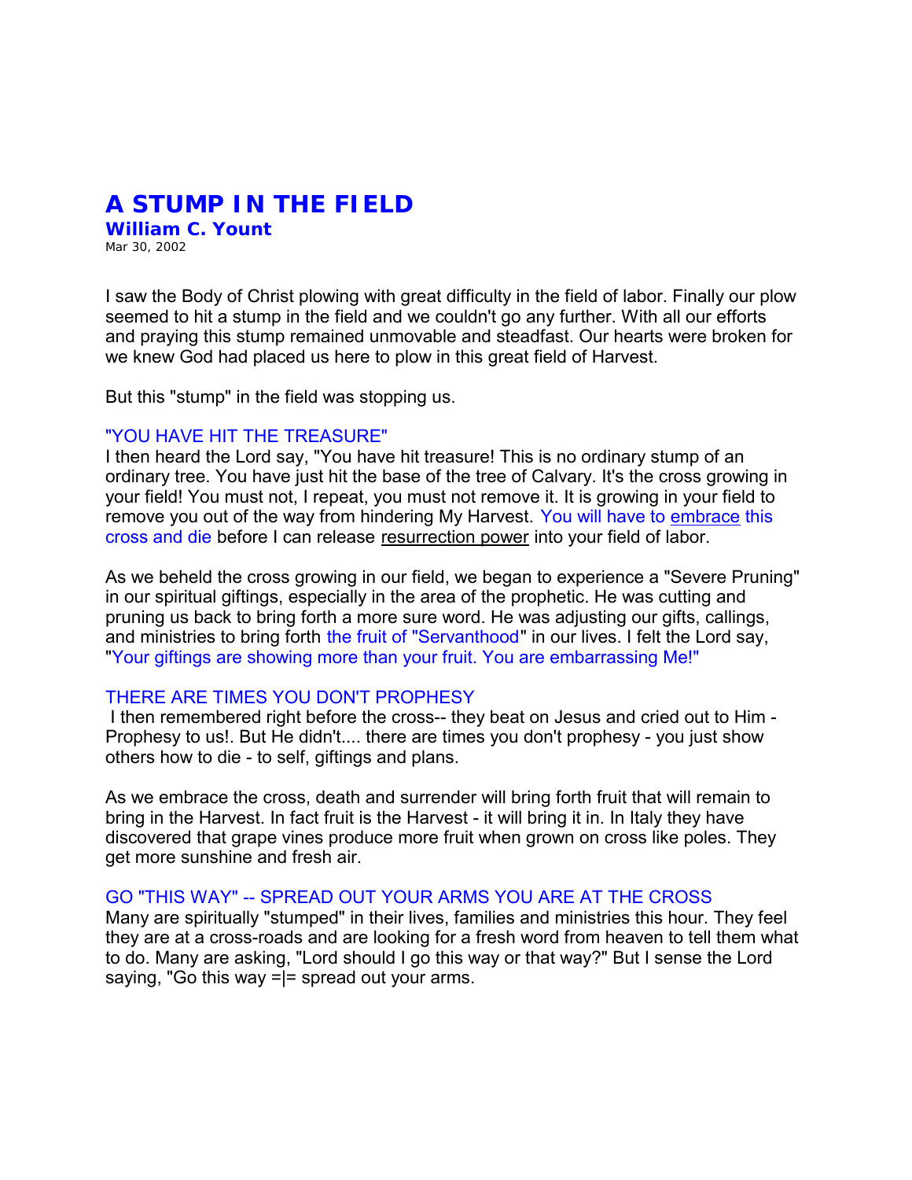# A STUMP IN THE FIELD

**William C. Yount**

Mar 30, 2002

I saw the Body of Christ plowing with great difficulty in the field of labor. Finally our plow seemed to hit a stump in the field and we couldn't go any further. With all our efforts and praying this stump remained unmovable and steadfast. Our hearts were broken for we knew God had placed us here to plow in this great field of Harvest.

But this "stump" in the field was stopping us.

## "YOU HAVE HIT THE TREASURE"

I then heard the Lord say, "You have hit treasure! This is no ordinary stump of an ordinary tree. You have just hit the base of the tree of Calvary. It's the cross growing in your field! You must not, I repeat, you must not remove it. It is growing in your field to remove you out of the way from hindering My Harvest. You will have to embrace this cross and die before I can release resurrection power into your field of labor.

As we beheld the cross growing in our field, we began to experience a "Severe Pruning" in our spiritual giftings, especially in the area of the prophetic. He was cutting and pruning us back to bring forth a more sure word. He was adjusting our gifts, callings, and ministries to bring forth the fruit of "Servanthood" in our lives. I felt the Lord say, "Your giftings are showing more than your fruit. You are embarrassing Me!"

## THERE ARE TIMES YOU DON'T PROPHESY

I then remembered right before the cross-- they beat on Jesus and cried out to Him - Prophesy to us!. But He didn't.... there are times you don't prophesy - you just show others how to die - to self, giftings and plans.

As we embrace the cross, death and surrender will bring forth fruit that will remain to bring in the Harvest. In fact fruit is the Harvest - it will bring it in. In Italy they have discovered that grape vines produce more fruit when grown on cross like poles. They get more sunshine and fresh air.

## GO "THIS WAY" -- SPREAD OUT YOUR ARMS YOU ARE AT THE CROSS

Many are spiritually "stumped" in their lives, families and ministries this hour. They feel they are at a cross-roads and are looking for a fresh word from heaven to tell them what to do. Many are asking, "Lord should I go this way or that way?" But I sense the Lord saying, "Go this way =|= spread out your arms.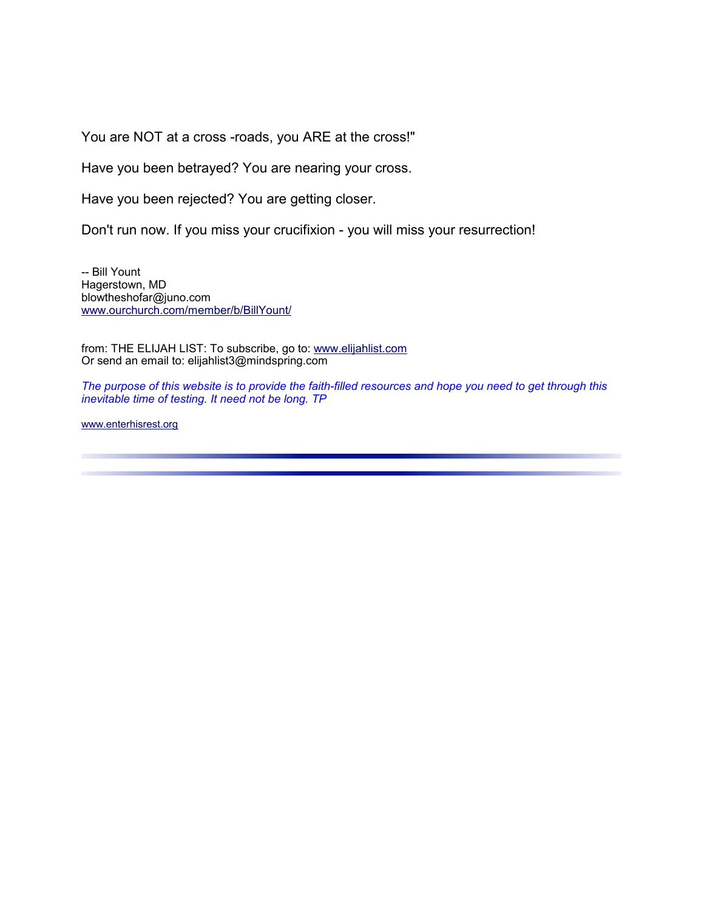You are NOT at a cross -roads, you ARE at the cross!"

Have you been betrayed? You are nearing your cross.

Have you been rejected? You are getting closer.

Don't run now. If you miss your crucifixion - you will miss your resurrection!

-- Bill Yount
Hagerstown, MD
blowtheshofar@juno.com
www.ourchurch.com/member/b/BillYount/

from: THE ELIJAH LIST: To subscribe, go to: www.elijahlist.com
Or send an email to: elijahlist3@mindspring.com

*The purpose of this website is to provide the faith-filled resources and hope you need to get through this inevitable time of testing. It need not be long. TP*

www.enterhisrest.org